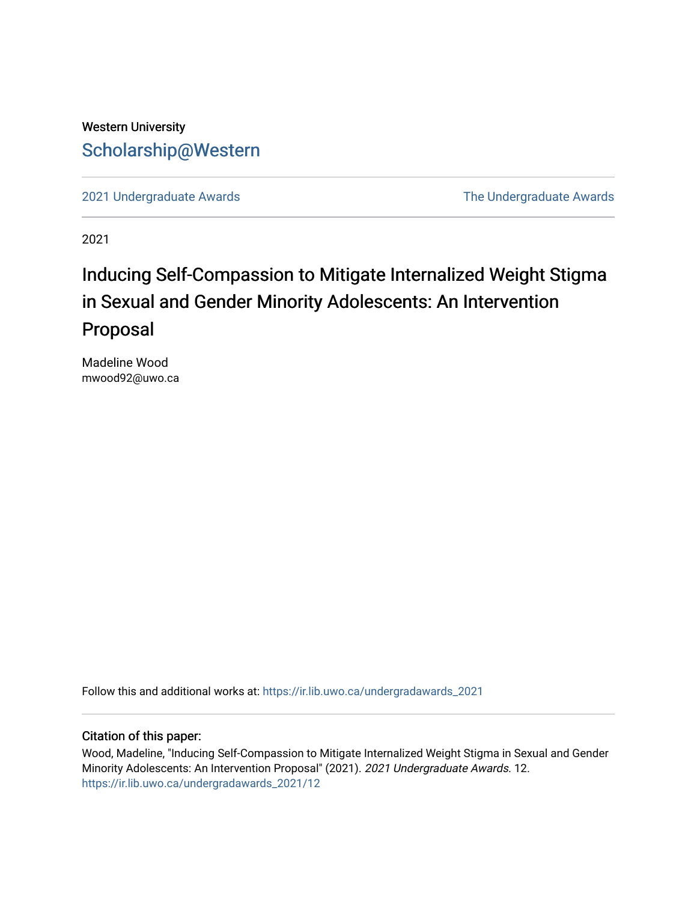Western University

Scholarship@Western

2021 Undergraduate Awards

The Undergraduate Awards

2021

# Inducing Self-Compassion to Mitigate Internalized Weight Stigma in Sexual and Gender Minority Adolescents: An Intervention Proposal

Madeline Wood
mwood92@uwo.ca

Follow this and additional works at: https://ir.lib.uwo.ca/undergradawards_2021

## Citation of this paper:

Wood, Madeline, "Inducing Self-Compassion to Mitigate Internalized Weight Stigma in Sexual and Gender Minority Adolescents: An Intervention Proposal" (2021). *2021 Undergraduate Awards*. 12.
https://ir.lib.uwo.ca/undergradawards_2021/12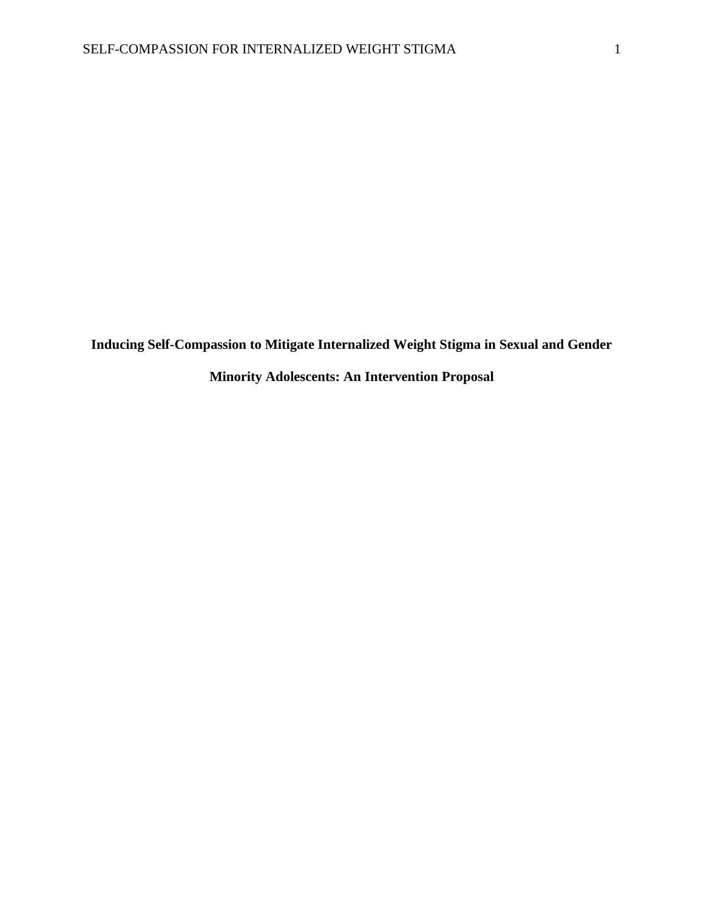**Inducing Self-Compassion to Mitigate Internalized Weight Stigma in Sexual and Gender Minority Adolescents: An Intervention Proposal**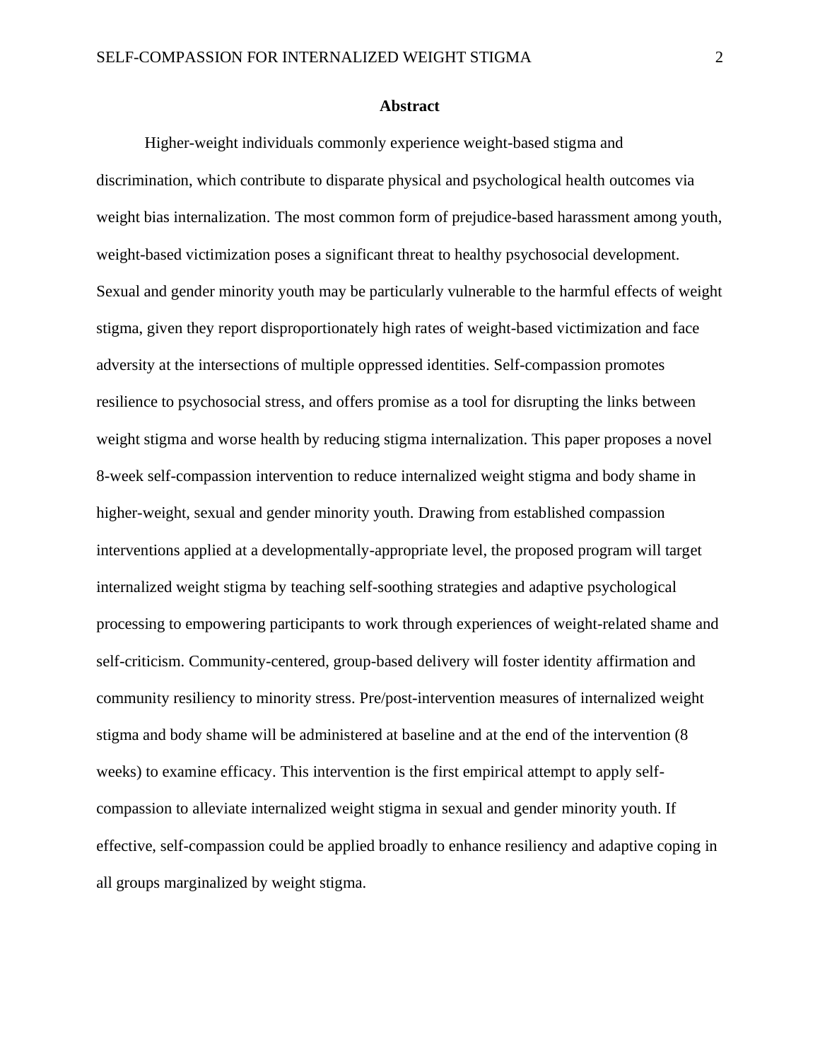# Abstract

Higher-weight individuals commonly experience weight-based stigma and discrimination, which contribute to disparate physical and psychological health outcomes via weight bias internalization. The most common form of prejudice-based harassment among youth, weight-based victimization poses a significant threat to healthy psychosocial development. Sexual and gender minority youth may be particularly vulnerable to the harmful effects of weight stigma, given they report disproportionately high rates of weight-based victimization and face adversity at the intersections of multiple oppressed identities. Self-compassion promotes resilience to psychosocial stress, and offers promise as a tool for disrupting the links between weight stigma and worse health by reducing stigma internalization. This paper proposes a novel 8-week self-compassion intervention to reduce internalized weight stigma and body shame in higher-weight, sexual and gender minority youth. Drawing from established compassion interventions applied at a developmentally-appropriate level, the proposed program will target internalized weight stigma by teaching self-soothing strategies and adaptive psychological processing to empowering participants to work through experiences of weight-related shame and self-criticism. Community-centered, group-based delivery will foster identity affirmation and community resiliency to minority stress. Pre/post-intervention measures of internalized weight stigma and body shame will be administered at baseline and at the end of the intervention (8 weeks) to examine efficacy. This intervention is the first empirical attempt to apply self-compassion to alleviate internalized weight stigma in sexual and gender minority youth. If effective, self-compassion could be applied broadly to enhance resiliency and adaptive coping in all groups marginalized by weight stigma.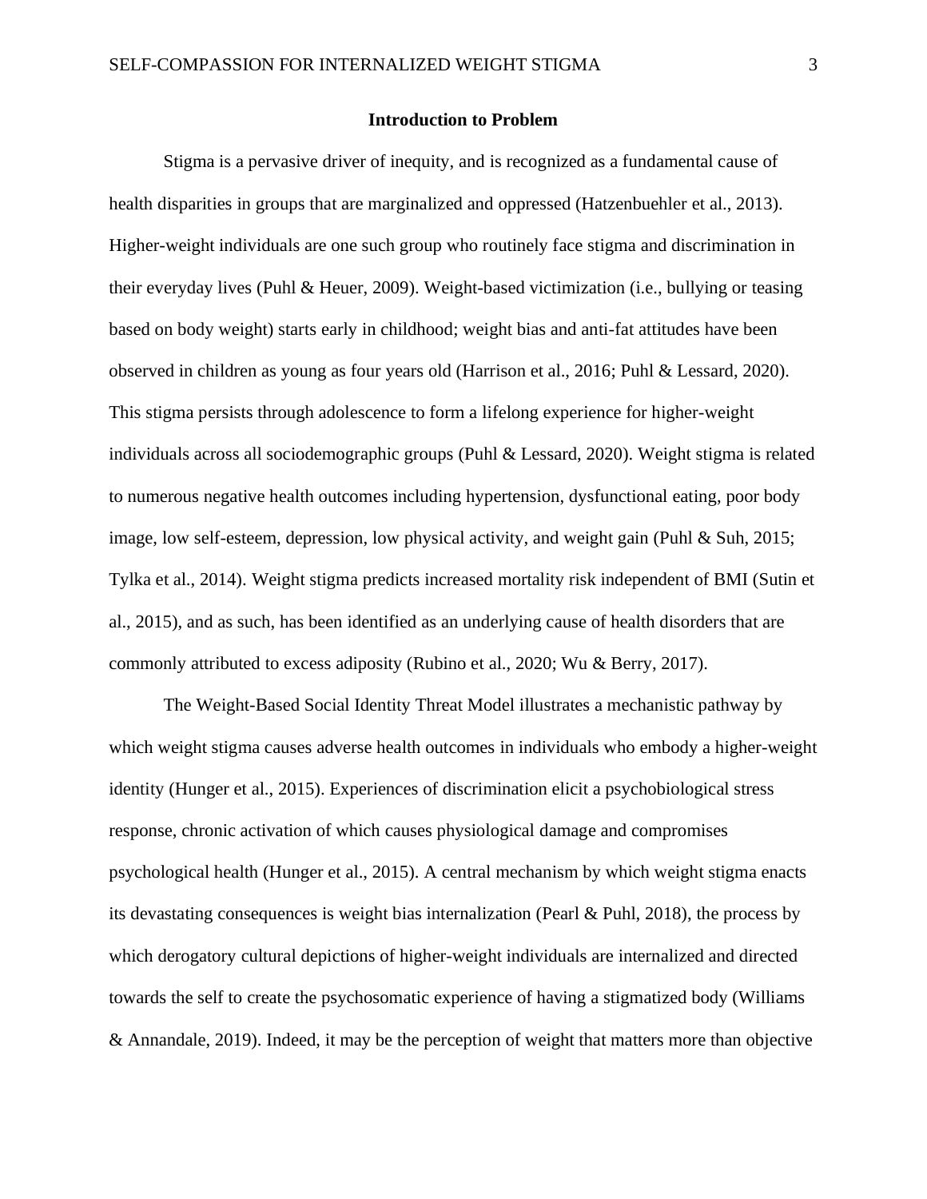## Introduction to Problem

Stigma is a pervasive driver of inequity, and is recognized as a fundamental cause of health disparities in groups that are marginalized and oppressed (Hatzenbuehler et al., 2013). Higher-weight individuals are one such group who routinely face stigma and discrimination in their everyday lives (Puhl & Heuer, 2009). Weight-based victimization (i.e., bullying or teasing based on body weight) starts early in childhood; weight bias and anti-fat attitudes have been observed in children as young as four years old (Harrison et al., 2016; Puhl & Lessard, 2020). This stigma persists through adolescence to form a lifelong experience for higher-weight individuals across all sociodemographic groups (Puhl & Lessard, 2020). Weight stigma is related to numerous negative health outcomes including hypertension, dysfunctional eating, poor body image, low self-esteem, depression, low physical activity, and weight gain (Puhl & Suh, 2015; Tylka et al., 2014). Weight stigma predicts increased mortality risk independent of BMI (Sutin et al., 2015), and as such, has been identified as an underlying cause of health disorders that are commonly attributed to excess adiposity (Rubino et al., 2020; Wu & Berry, 2017).

The Weight-Based Social Identity Threat Model illustrates a mechanistic pathway by which weight stigma causes adverse health outcomes in individuals who embody a higher-weight identity (Hunger et al., 2015). Experiences of discrimination elicit a psychobiological stress response, chronic activation of which causes physiological damage and compromises psychological health (Hunger et al., 2015). A central mechanism by which weight stigma enacts its devastating consequences is weight bias internalization (Pearl & Puhl, 2018), the process by which derogatory cultural depictions of higher-weight individuals are internalized and directed towards the self to create the psychosomatic experience of having a stigmatized body (Williams & Annandale, 2019). Indeed, it may be the perception of weight that matters more than objective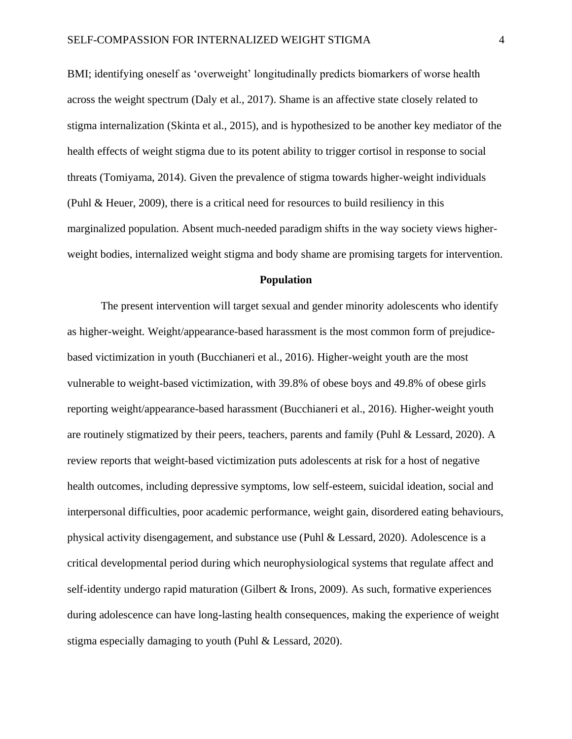BMI; identifying oneself as 'overweight' longitudinally predicts biomarkers of worse health across the weight spectrum (Daly et al., 2017). Shame is an affective state closely related to stigma internalization (Skinta et al., 2015), and is hypothesized to be another key mediator of the health effects of weight stigma due to its potent ability to trigger cortisol in response to social threats (Tomiyama, 2014). Given the prevalence of stigma towards higher-weight individuals (Puhl & Heuer, 2009), there is a critical need for resources to build resiliency in this marginalized population. Absent much-needed paradigm shifts in the way society views higher-weight bodies, internalized weight stigma and body shame are promising targets for intervention.

## Population

The present intervention will target sexual and gender minority adolescents who identify as higher-weight. Weight/appearance-based harassment is the most common form of prejudice-based victimization in youth (Bucchianeri et al., 2016). Higher-weight youth are the most vulnerable to weight-based victimization, with 39.8% of obese boys and 49.8% of obese girls reporting weight/appearance-based harassment (Bucchianeri et al., 2016). Higher-weight youth are routinely stigmatized by their peers, teachers, parents and family (Puhl & Lessard, 2020). A review reports that weight-based victimization puts adolescents at risk for a host of negative health outcomes, including depressive symptoms, low self-esteem, suicidal ideation, social and interpersonal difficulties, poor academic performance, weight gain, disordered eating behaviours, physical activity disengagement, and substance use (Puhl & Lessard, 2020). Adolescence is a critical developmental period during which neurophysiological systems that regulate affect and self-identity undergo rapid maturation (Gilbert & Irons, 2009). As such, formative experiences during adolescence can have long-lasting health consequences, making the experience of weight stigma especially damaging to youth (Puhl & Lessard, 2020).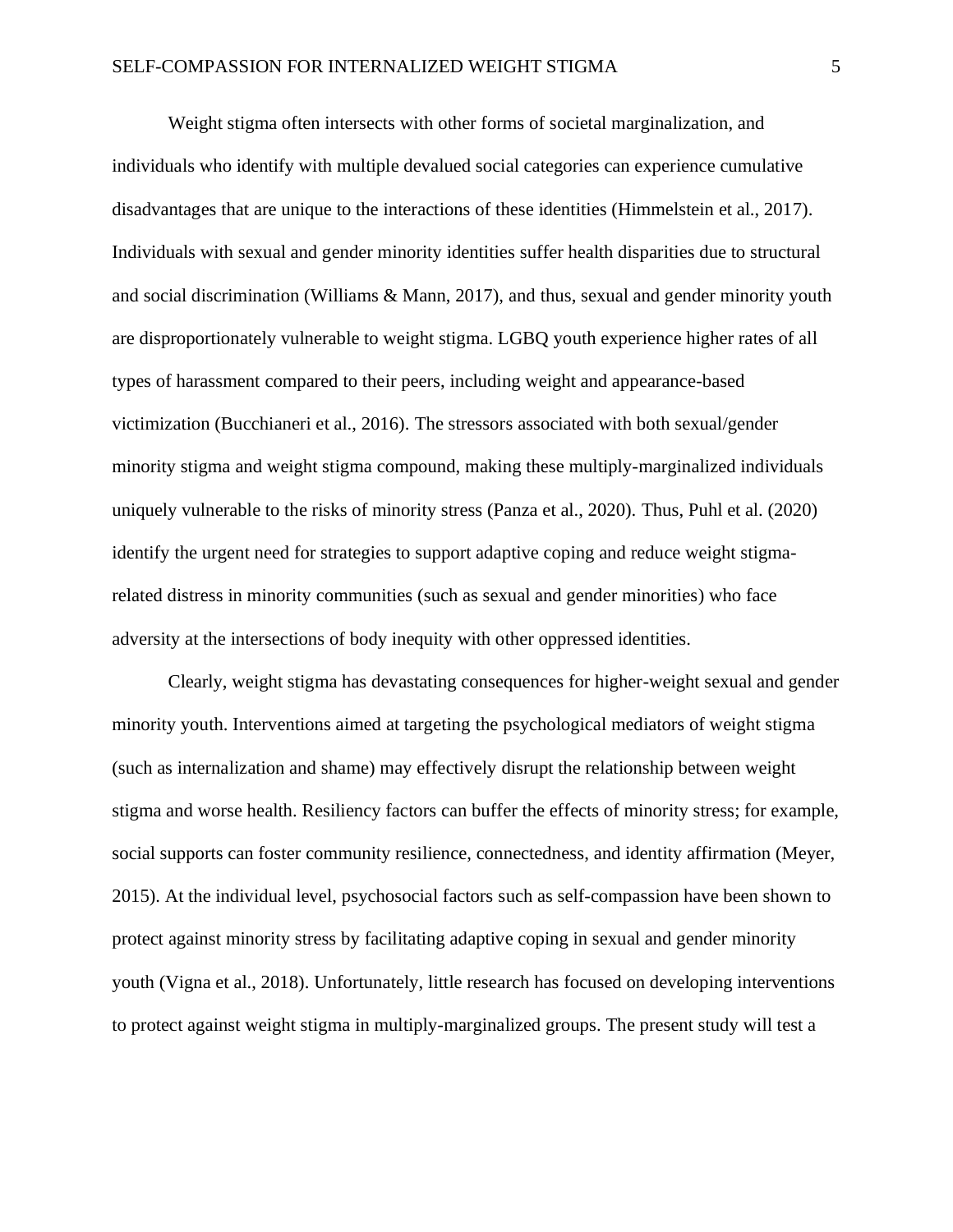Weight stigma often intersects with other forms of societal marginalization, and individuals who identify with multiple devalued social categories can experience cumulative disadvantages that are unique to the interactions of these identities (Himmelstein et al., 2017). Individuals with sexual and gender minority identities suffer health disparities due to structural and social discrimination (Williams & Mann, 2017), and thus, sexual and gender minority youth are disproportionately vulnerable to weight stigma. LGBQ youth experience higher rates of all types of harassment compared to their peers, including weight and appearance-based victimization (Bucchianeri et al., 2016). The stressors associated with both sexual/gender minority stigma and weight stigma compound, making these multiply-marginalized individuals uniquely vulnerable to the risks of minority stress (Panza et al., 2020). Thus, Puhl et al. (2020) identify the urgent need for strategies to support adaptive coping and reduce weight stigma-related distress in minority communities (such as sexual and gender minorities) who face adversity at the intersections of body inequity with other oppressed identities.

Clearly, weight stigma has devastating consequences for higher-weight sexual and gender minority youth. Interventions aimed at targeting the psychological mediators of weight stigma (such as internalization and shame) may effectively disrupt the relationship between weight stigma and worse health. Resiliency factors can buffer the effects of minority stress; for example, social supports can foster community resilience, connectedness, and identity affirmation (Meyer, 2015). At the individual level, psychosocial factors such as self-compassion have been shown to protect against minority stress by facilitating adaptive coping in sexual and gender minority youth (Vigna et al., 2018). Unfortunately, little research has focused on developing interventions to protect against weight stigma in multiply-marginalized groups. The present study will test a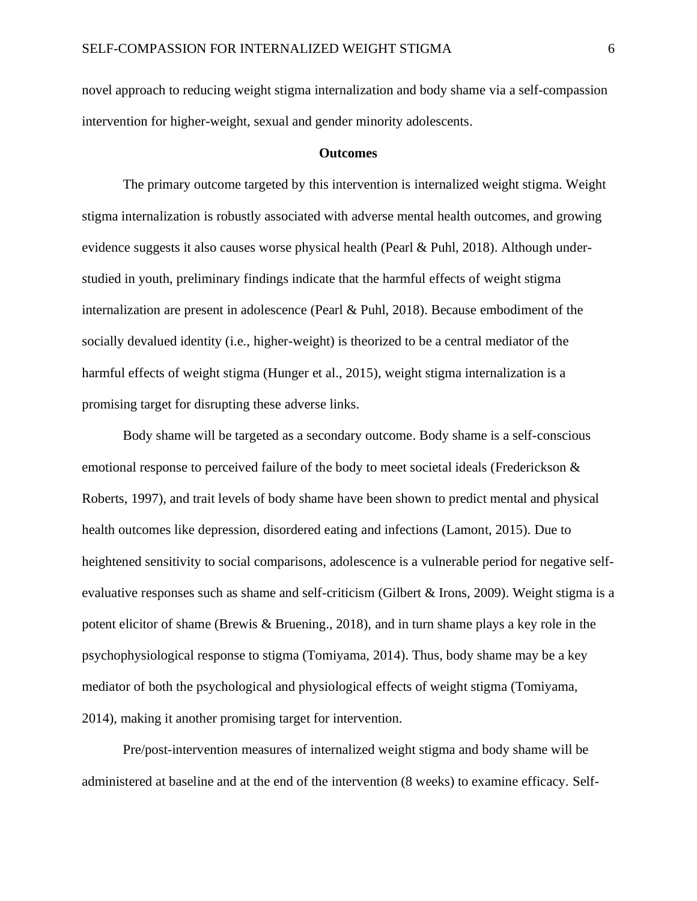novel approach to reducing weight stigma internalization and body shame via a self-compassion intervention for higher-weight, sexual and gender minority adolescents.

## Outcomes

The primary outcome targeted by this intervention is internalized weight stigma. Weight stigma internalization is robustly associated with adverse mental health outcomes, and growing evidence suggests it also causes worse physical health (Pearl & Puhl, 2018). Although under-studied in youth, preliminary findings indicate that the harmful effects of weight stigma internalization are present in adolescence (Pearl & Puhl, 2018). Because embodiment of the socially devalued identity (i.e., higher-weight) is theorized to be a central mediator of the harmful effects of weight stigma (Hunger et al., 2015), weight stigma internalization is a promising target for disrupting these adverse links.

Body shame will be targeted as a secondary outcome. Body shame is a self-conscious emotional response to perceived failure of the body to meet societal ideals (Frederickson & Roberts, 1997), and trait levels of body shame have been shown to predict mental and physical health outcomes like depression, disordered eating and infections (Lamont, 2015). Due to heightened sensitivity to social comparisons, adolescence is a vulnerable period for negative self-evaluative responses such as shame and self-criticism (Gilbert & Irons, 2009). Weight stigma is a potent elicitor of shame (Brewis & Bruening., 2018), and in turn shame plays a key role in the psychophysiological response to stigma (Tomiyama, 2014). Thus, body shame may be a key mediator of both the psychological and physiological effects of weight stigma (Tomiyama, 2014), making it another promising target for intervention.

Pre/post-intervention measures of internalized weight stigma and body shame will be administered at baseline and at the end of the intervention (8 weeks) to examine efficacy. Self-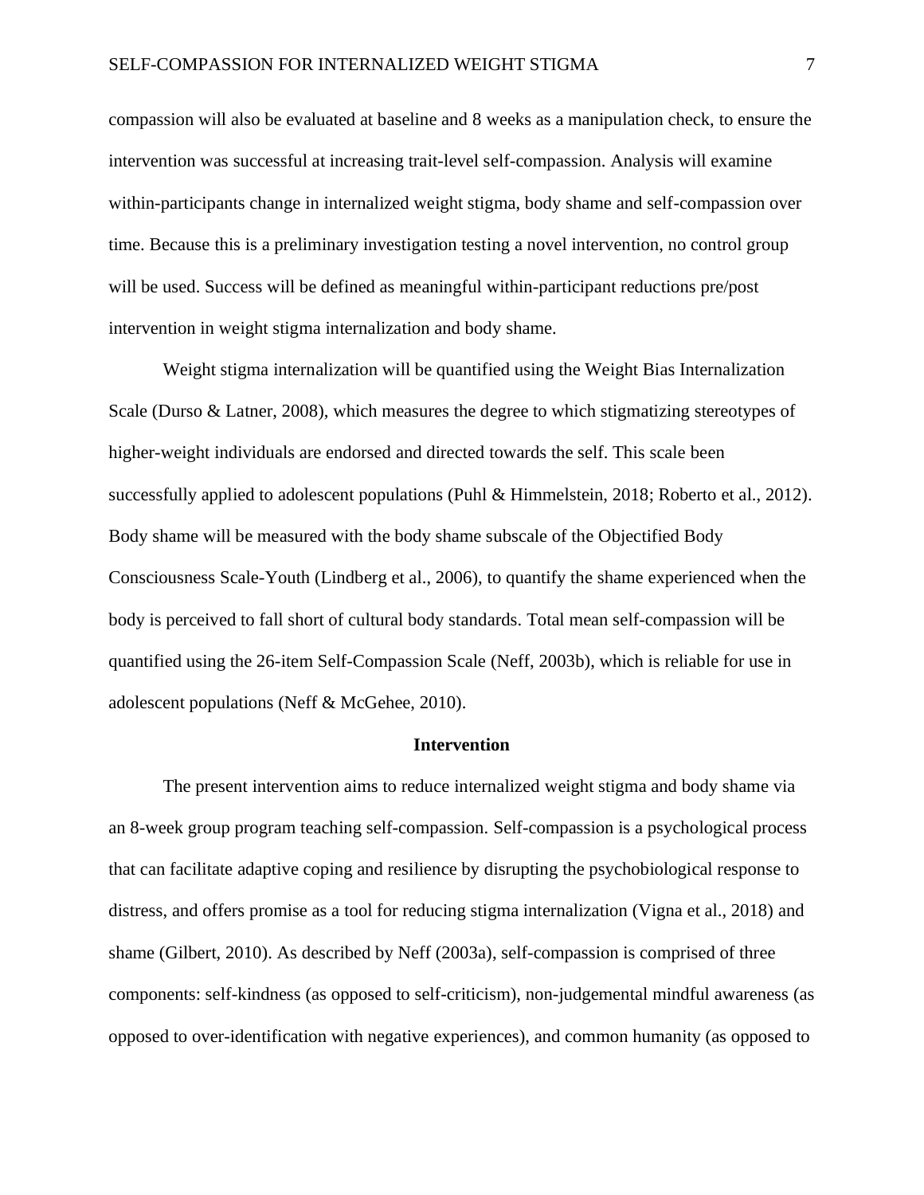compassion will also be evaluated at baseline and 8 weeks as a manipulation check, to ensure the intervention was successful at increasing trait-level self-compassion. Analysis will examine within-participants change in internalized weight stigma, body shame and self-compassion over time. Because this is a preliminary investigation testing a novel intervention, no control group will be used. Success will be defined as meaningful within-participant reductions pre/post intervention in weight stigma internalization and body shame.

Weight stigma internalization will be quantified using the Weight Bias Internalization Scale (Durso & Latner, 2008), which measures the degree to which stigmatizing stereotypes of higher-weight individuals are endorsed and directed towards the self. This scale been successfully applied to adolescent populations (Puhl & Himmelstein, 2018; Roberto et al., 2012). Body shame will be measured with the body shame subscale of the Objectified Body Consciousness Scale-Youth (Lindberg et al., 2006), to quantify the shame experienced when the body is perceived to fall short of cultural body standards. Total mean self-compassion will be quantified using the 26-item Self-Compassion Scale (Neff, 2003b), which is reliable for use in adolescent populations (Neff & McGehee, 2010).

## Intervention

The present intervention aims to reduce internalized weight stigma and body shame via an 8-week group program teaching self-compassion. Self-compassion is a psychological process that can facilitate adaptive coping and resilience by disrupting the psychobiological response to distress, and offers promise as a tool for reducing stigma internalization (Vigna et al., 2018) and shame (Gilbert, 2010). As described by Neff (2003a), self-compassion is comprised of three components: self-kindness (as opposed to self-criticism), non-judgemental mindful awareness (as opposed to over-identification with negative experiences), and common humanity (as opposed to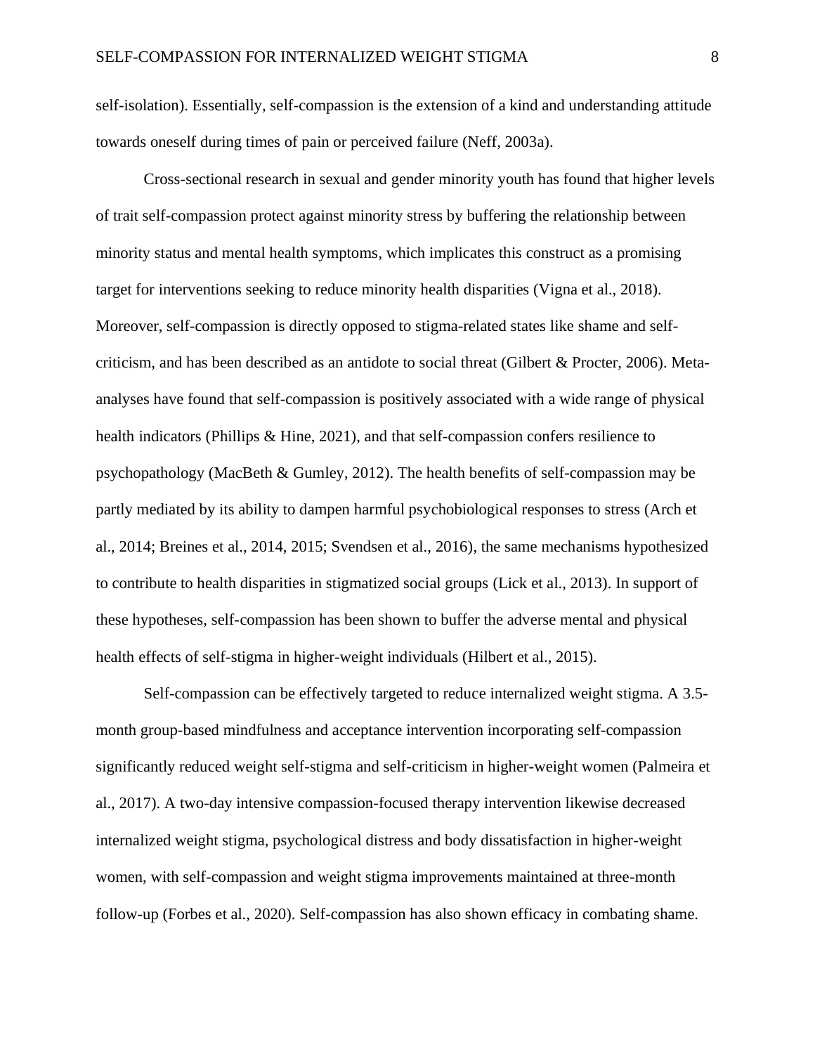self-isolation). Essentially, self-compassion is the extension of a kind and understanding attitude towards oneself during times of pain or perceived failure (Neff, 2003a).

Cross-sectional research in sexual and gender minority youth has found that higher levels of trait self-compassion protect against minority stress by buffering the relationship between minority status and mental health symptoms, which implicates this construct as a promising target for interventions seeking to reduce minority health disparities (Vigna et al., 2018). Moreover, self-compassion is directly opposed to stigma-related states like shame and self-criticism, and has been described as an antidote to social threat (Gilbert & Procter, 2006). Meta-analyses have found that self-compassion is positively associated with a wide range of physical health indicators (Phillips & Hine, 2021), and that self-compassion confers resilience to psychopathology (MacBeth & Gumley, 2012). The health benefits of self-compassion may be partly mediated by its ability to dampen harmful psychobiological responses to stress (Arch et al., 2014; Breines et al., 2014, 2015; Svendsen et al., 2016), the same mechanisms hypothesized to contribute to health disparities in stigmatized social groups (Lick et al., 2013). In support of these hypotheses, self-compassion has been shown to buffer the adverse mental and physical health effects of self-stigma in higher-weight individuals (Hilbert et al., 2015).

Self-compassion can be effectively targeted to reduce internalized weight stigma. A 3.5-month group-based mindfulness and acceptance intervention incorporating self-compassion significantly reduced weight self-stigma and self-criticism in higher-weight women (Palmeira et al., 2017). A two-day intensive compassion-focused therapy intervention likewise decreased internalized weight stigma, psychological distress and body dissatisfaction in higher-weight women, with self-compassion and weight stigma improvements maintained at three-month follow-up (Forbes et al., 2020). Self-compassion has also shown efficacy in combating shame.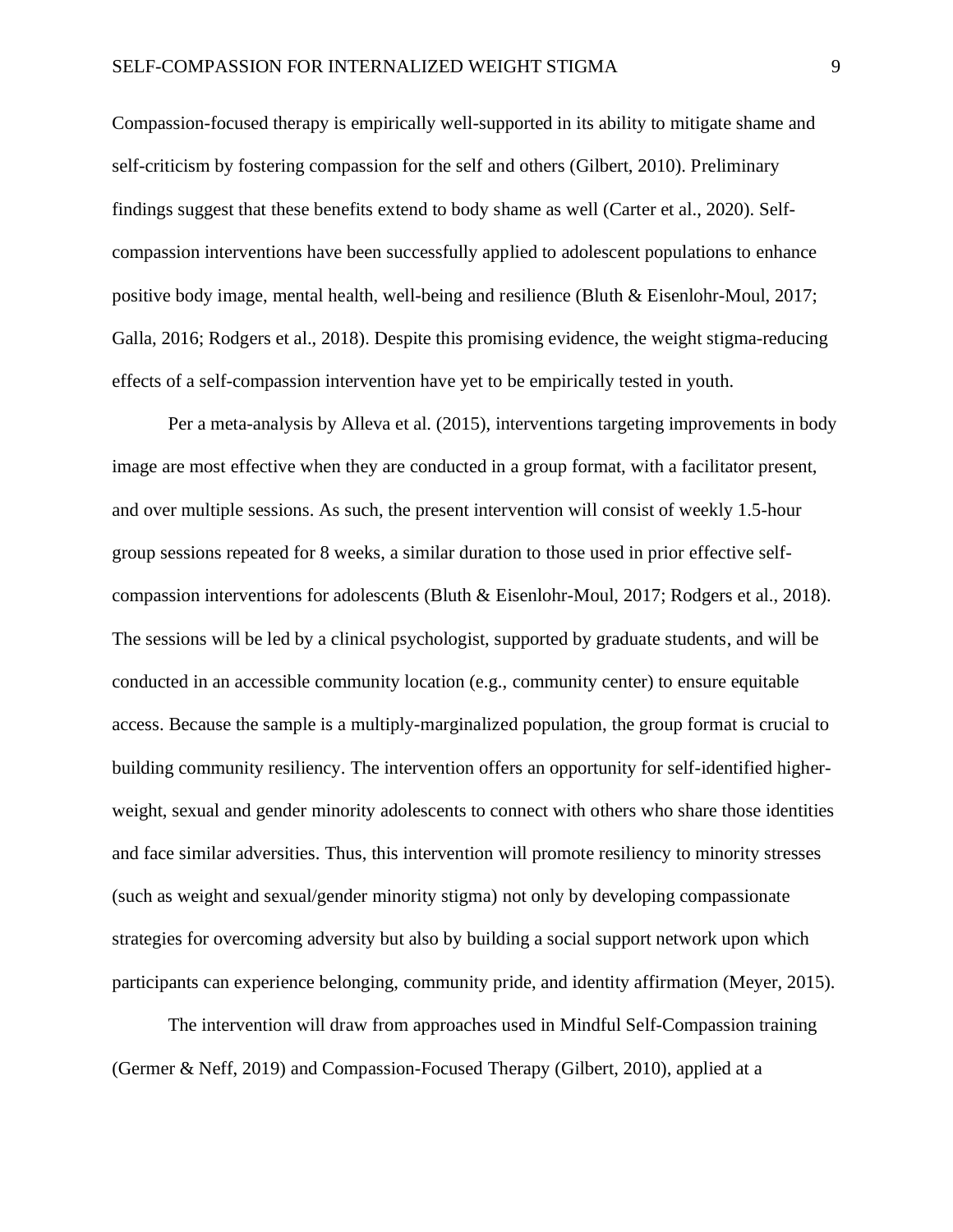Compassion-focused therapy is empirically well-supported in its ability to mitigate shame and self-criticism by fostering compassion for the self and others (Gilbert, 2010). Preliminary findings suggest that these benefits extend to body shame as well (Carter et al., 2020). Self-compassion interventions have been successfully applied to adolescent populations to enhance positive body image, mental health, well-being and resilience (Bluth & Eisenlohr-Moul, 2017; Galla, 2016; Rodgers et al., 2018). Despite this promising evidence, the weight stigma-reducing effects of a self-compassion intervention have yet to be empirically tested in youth.

Per a meta-analysis by Alleva et al. (2015), interventions targeting improvements in body image are most effective when they are conducted in a group format, with a facilitator present, and over multiple sessions. As such, the present intervention will consist of weekly 1.5-hour group sessions repeated for 8 weeks, a similar duration to those used in prior effective self-compassion interventions for adolescents (Bluth & Eisenlohr-Moul, 2017; Rodgers et al., 2018). The sessions will be led by a clinical psychologist, supported by graduate students, and will be conducted in an accessible community location (e.g., community center) to ensure equitable access. Because the sample is a multiply-marginalized population, the group format is crucial to building community resiliency. The intervention offers an opportunity for self-identified higher-weight, sexual and gender minority adolescents to connect with others who share those identities and face similar adversities. Thus, this intervention will promote resiliency to minority stresses (such as weight and sexual/gender minority stigma) not only by developing compassionate strategies for overcoming adversity but also by building a social support network upon which participants can experience belonging, community pride, and identity affirmation (Meyer, 2015).

The intervention will draw from approaches used in Mindful Self-Compassion training (Germer & Neff, 2019) and Compassion-Focused Therapy (Gilbert, 2010), applied at a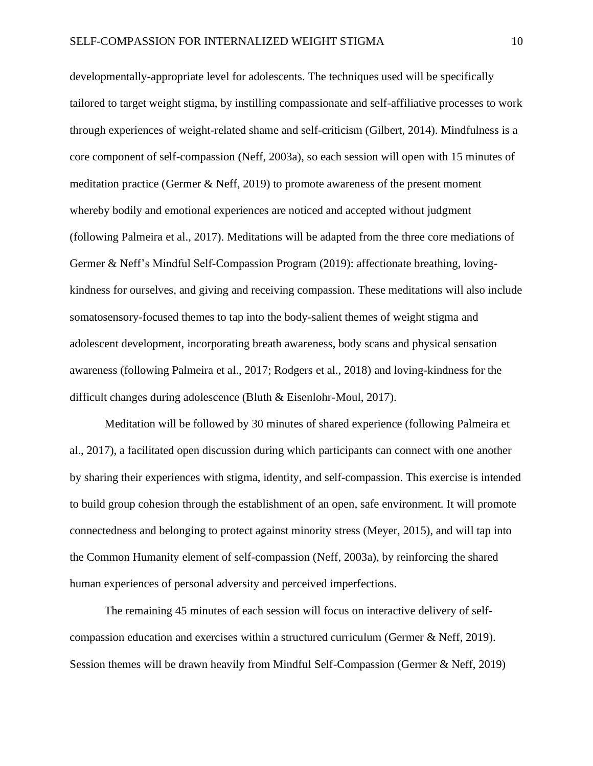developmentally-appropriate level for adolescents. The techniques used will be specifically tailored to target weight stigma, by instilling compassionate and self-affiliative processes to work through experiences of weight-related shame and self-criticism (Gilbert, 2014). Mindfulness is a core component of self-compassion (Neff, 2003a), so each session will open with 15 minutes of meditation practice (Germer & Neff, 2019) to promote awareness of the present moment whereby bodily and emotional experiences are noticed and accepted without judgment (following Palmeira et al., 2017). Meditations will be adapted from the three core mediations of Germer & Neff's Mindful Self-Compassion Program (2019): affectionate breathing, loving-kindness for ourselves, and giving and receiving compassion. These meditations will also include somatosensory-focused themes to tap into the body-salient themes of weight stigma and adolescent development, incorporating breath awareness, body scans and physical sensation awareness (following Palmeira et al., 2017; Rodgers et al., 2018) and loving-kindness for the difficult changes during adolescence (Bluth & Eisenlohr-Moul, 2017).

Meditation will be followed by 30 minutes of shared experience (following Palmeira et al., 2017), a facilitated open discussion during which participants can connect with one another by sharing their experiences with stigma, identity, and self-compassion. This exercise is intended to build group cohesion through the establishment of an open, safe environment. It will promote connectedness and belonging to protect against minority stress (Meyer, 2015), and will tap into the Common Humanity element of self-compassion (Neff, 2003a), by reinforcing the shared human experiences of personal adversity and perceived imperfections.

The remaining 45 minutes of each session will focus on interactive delivery of self-compassion education and exercises within a structured curriculum (Germer & Neff, 2019). Session themes will be drawn heavily from Mindful Self-Compassion (Germer & Neff, 2019)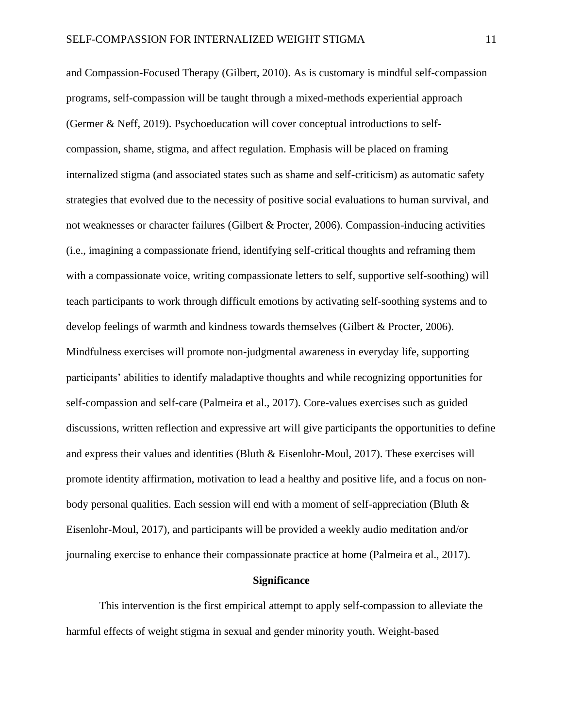and Compassion-Focused Therapy (Gilbert, 2010). As is customary is mindful self-compassion programs, self-compassion will be taught through a mixed-methods experiential approach (Germer & Neff, 2019). Psychoeducation will cover conceptual introductions to self-compassion, shame, stigma, and affect regulation. Emphasis will be placed on framing internalized stigma (and associated states such as shame and self-criticism) as automatic safety strategies that evolved due to the necessity of positive social evaluations to human survival, and not weaknesses or character failures (Gilbert & Procter, 2006). Compassion-inducing activities (i.e., imagining a compassionate friend, identifying self-critical thoughts and reframing them with a compassionate voice, writing compassionate letters to self, supportive self-soothing) will teach participants to work through difficult emotions by activating self-soothing systems and to develop feelings of warmth and kindness towards themselves (Gilbert & Procter, 2006). Mindfulness exercises will promote non-judgmental awareness in everyday life, supporting participants' abilities to identify maladaptive thoughts and while recognizing opportunities for self-compassion and self-care (Palmeira et al., 2017). Core-values exercises such as guided discussions, written reflection and expressive art will give participants the opportunities to define and express their values and identities (Bluth & Eisenlohr-Moul, 2017). These exercises will promote identity affirmation, motivation to lead a healthy and positive life, and a focus on non-body personal qualities. Each session will end with a moment of self-appreciation (Bluth & Eisenlohr-Moul, 2017), and participants will be provided a weekly audio meditation and/or journaling exercise to enhance their compassionate practice at home (Palmeira et al., 2017).

## Significance

This intervention is the first empirical attempt to apply self-compassion to alleviate the harmful effects of weight stigma in sexual and gender minority youth. Weight-based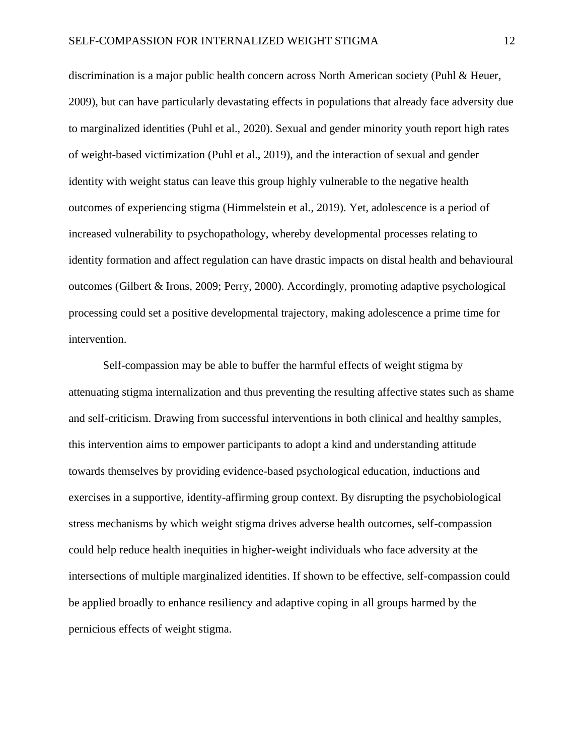discrimination is a major public health concern across North American society (Puhl & Heuer, 2009), but can have particularly devastating effects in populations that already face adversity due to marginalized identities (Puhl et al., 2020). Sexual and gender minority youth report high rates of weight-based victimization (Puhl et al., 2019), and the interaction of sexual and gender identity with weight status can leave this group highly vulnerable to the negative health outcomes of experiencing stigma (Himmelstein et al., 2019). Yet, adolescence is a period of increased vulnerability to psychopathology, whereby developmental processes relating to identity formation and affect regulation can have drastic impacts on distal health and behavioural outcomes (Gilbert & Irons, 2009; Perry, 2000). Accordingly, promoting adaptive psychological processing could set a positive developmental trajectory, making adolescence a prime time for intervention.

Self-compassion may be able to buffer the harmful effects of weight stigma by attenuating stigma internalization and thus preventing the resulting affective states such as shame and self-criticism. Drawing from successful interventions in both clinical and healthy samples, this intervention aims to empower participants to adopt a kind and understanding attitude towards themselves by providing evidence-based psychological education, inductions and exercises in a supportive, identity-affirming group context. By disrupting the psychobiological stress mechanisms by which weight stigma drives adverse health outcomes, self-compassion could help reduce health inequities in higher-weight individuals who face adversity at the intersections of multiple marginalized identities. If shown to be effective, self-compassion could be applied broadly to enhance resiliency and adaptive coping in all groups harmed by the pernicious effects of weight stigma.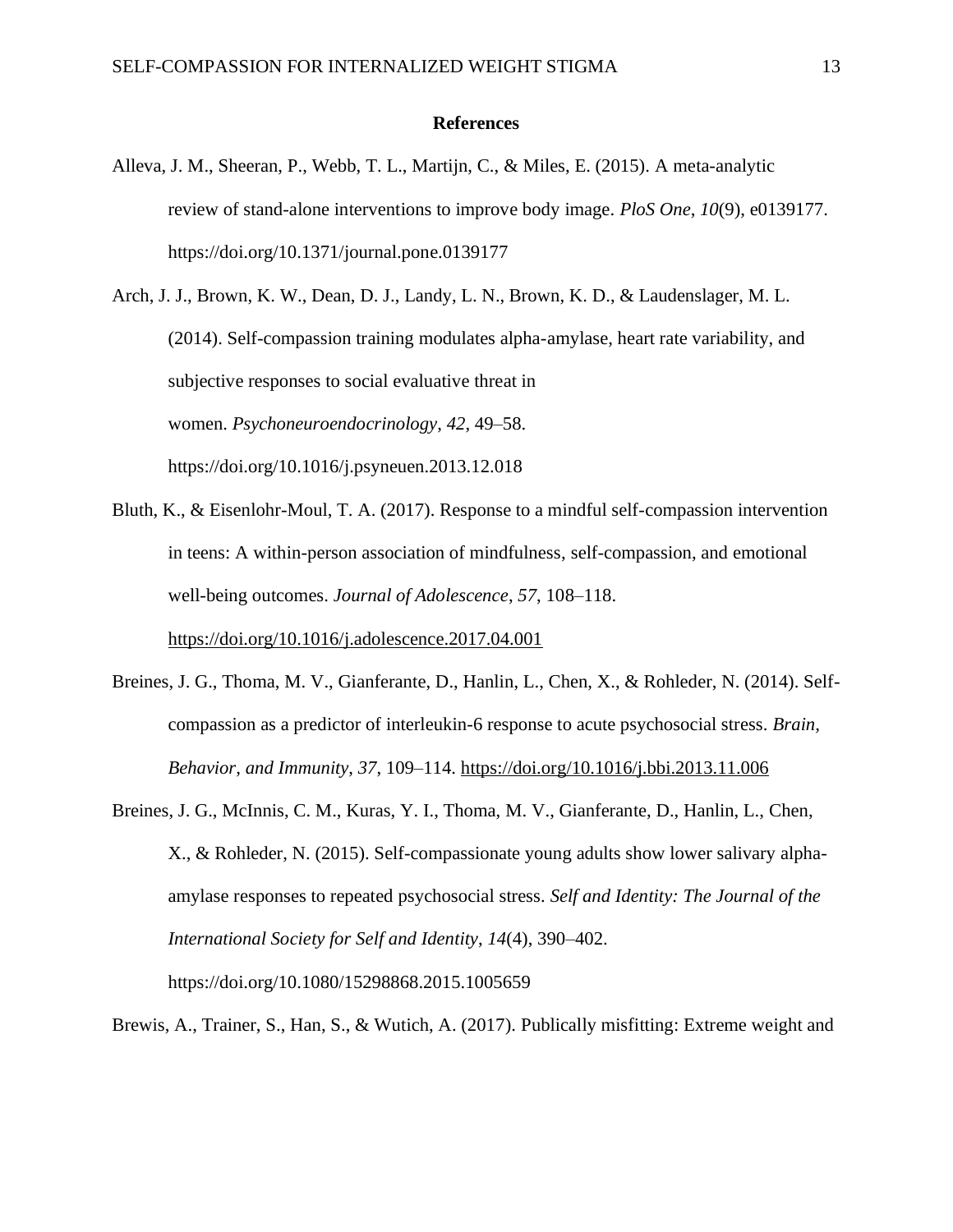# References

Alleva, J. M., Sheeran, P., Webb, T. L., Martijn, C., & Miles, E. (2015). A meta-analytic review of stand-alone interventions to improve body image. *PloS One*, *10*(9), e0139177. https://doi.org/10.1371/journal.pone.0139177

Arch, J. J., Brown, K. W., Dean, D. J., Landy, L. N., Brown, K. D., & Laudenslager, M. L. (2014). Self-compassion training modulates alpha-amylase, heart rate variability, and subjective responses to social evaluative threat in women. *Psychoneuroendocrinology*, *42*, 49–58. https://doi.org/10.1016/j.psyneuen.2013.12.018

Bluth, K., & Eisenlohr-Moul, T. A. (2017). Response to a mindful self-compassion intervention in teens: A within-person association of mindfulness, self-compassion, and emotional well-being outcomes. *Journal of Adolescence*, *57*, 108–118. https://doi.org/10.1016/j.adolescence.2017.04.001

Breines, J. G., Thoma, M. V., Gianferante, D., Hanlin, L., Chen, X., & Rohleder, N. (2014). Self-compassion as a predictor of interleukin-6 response to acute psychosocial stress. *Brain, Behavior, and Immunity*, *37*, 109–114. https://doi.org/10.1016/j.bbi.2013.11.006

Breines, J. G., McInnis, C. M., Kuras, Y. I., Thoma, M. V., Gianferante, D., Hanlin, L., Chen, X., & Rohleder, N. (2015). Self-compassionate young adults show lower salivary alpha-amylase responses to repeated psychosocial stress. *Self and Identity: The Journal of the International Society for Self and Identity*, *14*(4), 390–402. https://doi.org/10.1080/15298868.2015.1005659

Brewis, A., Trainer, S., Han, S., & Wutich, A. (2017). Publically misfitting: Extreme weight and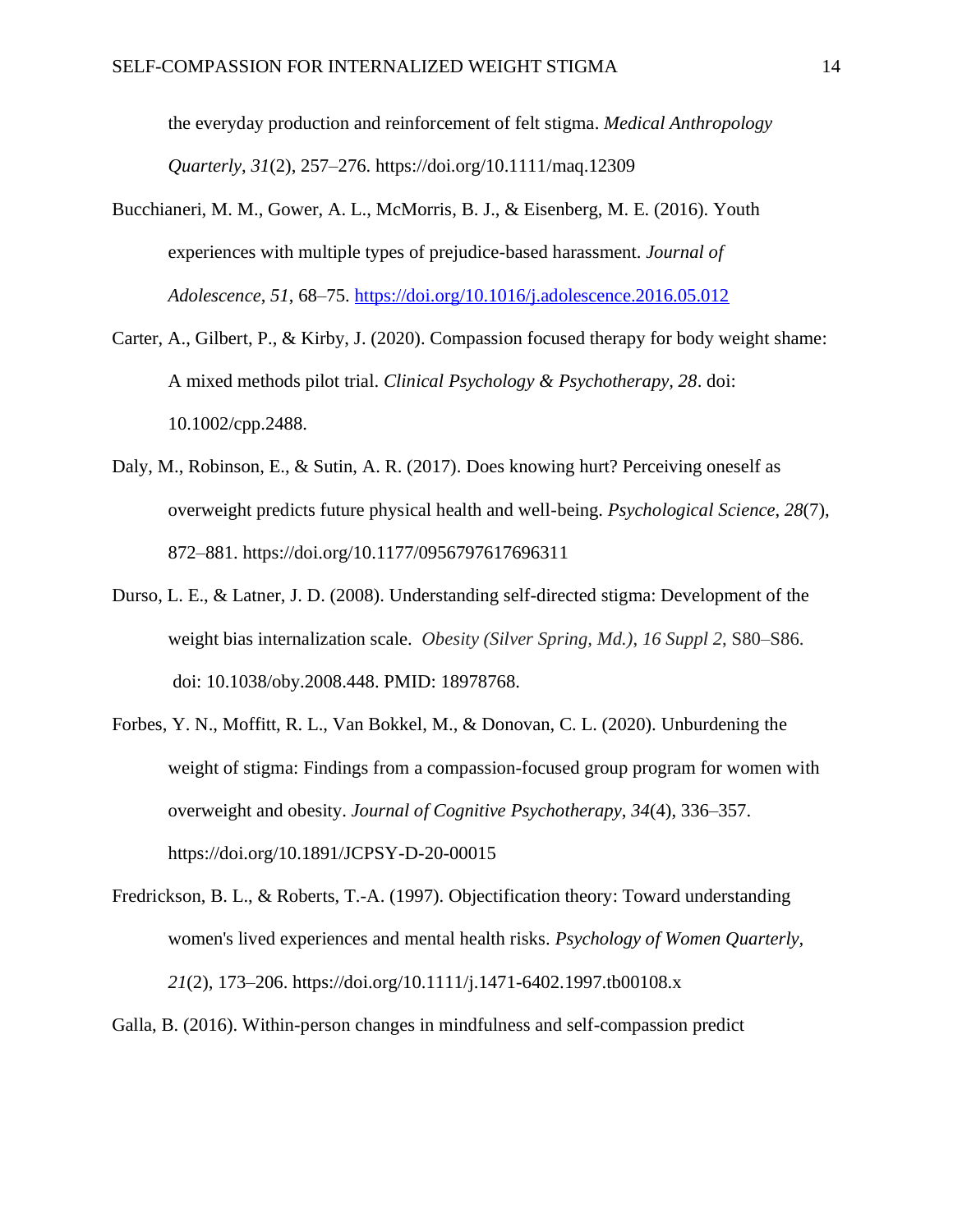the everyday production and reinforcement of felt stigma. *Medical Anthropology Quarterly*, *31*(2), 257–276. https://doi.org/10.1111/maq.12309

Bucchianeri, M. M., Gower, A. L., McMorris, B. J., & Eisenberg, M. E. (2016). Youth experiences with multiple types of prejudice-based harassment. *Journal of Adolescence*, *51*, 68–75. https://doi.org/10.1016/j.adolescence.2016.05.012

Carter, A., Gilbert, P., & Kirby, J. (2020). Compassion focused therapy for body weight shame: A mixed methods pilot trial. *Clinical Psychology & Psychotherapy, 28*. doi: 10.1002/cpp.2488.

Daly, M., Robinson, E., & Sutin, A. R. (2017). Does knowing hurt? Perceiving oneself as overweight predicts future physical health and well-being. *Psychological Science*, *28*(7), 872–881. https://doi.org/10.1177/0956797617696311

Durso, L. E., & Latner, J. D. (2008). Understanding self-directed stigma: Development of the weight bias internalization scale. *Obesity (Silver Spring, Md.)*, *16 Suppl 2*, S80–S86. doi: 10.1038/oby.2008.448. PMID: 18978768.

Forbes, Y. N., Moffitt, R. L., Van Bokkel, M., & Donovan, C. L. (2020). Unburdening the weight of stigma: Findings from a compassion-focused group program for women with overweight and obesity. *Journal of Cognitive Psychotherapy*, *34*(4), 336–357. https://doi.org/10.1891/JCPSY-D-20-00015

Fredrickson, B. L., & Roberts, T.-A. (1997). Objectification theory: Toward understanding women's lived experiences and mental health risks. *Psychology of Women Quarterly, 21*(2), 173–206. https://doi.org/10.1111/j.1471-6402.1997.tb00108.x

Galla, B. (2016). Within-person changes in mindfulness and self-compassion predict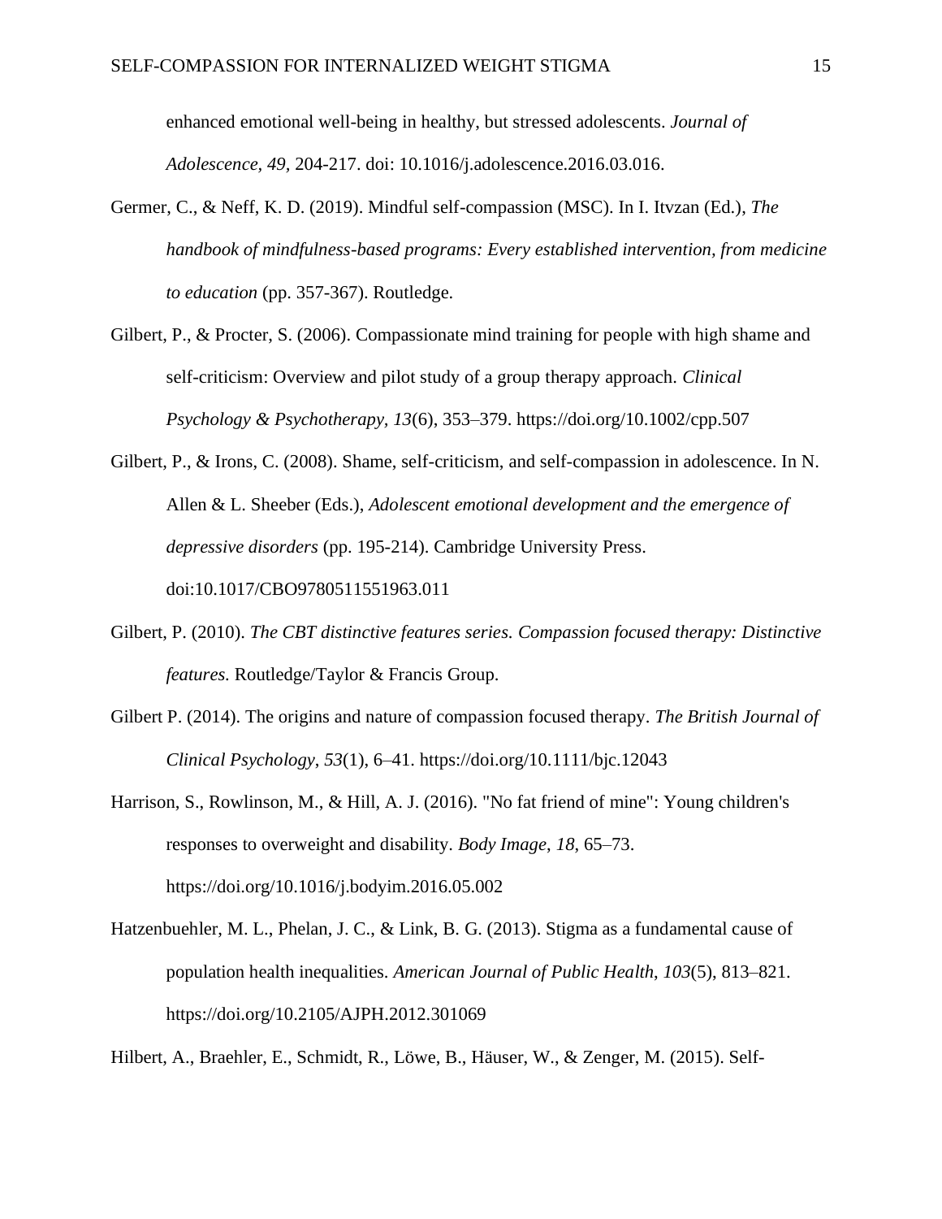enhanced emotional well-being in healthy, but stressed adolescents. *Journal of Adolescence, 49,* 204-217. doi: 10.1016/j.adolescence.2016.03.016.

Germer, C., & Neff, K. D. (2019). Mindful self-compassion (MSC). In I. Itvzan (Ed.), *The handbook of mindfulness-based programs: Every established intervention, from medicine to education* (pp. 357-367). Routledge.

Gilbert, P., & Procter, S. (2006). Compassionate mind training for people with high shame and self-criticism: Overview and pilot study of a group therapy approach. *Clinical Psychology & Psychotherapy, 13*(6), 353–379. https://doi.org/10.1002/cpp.507

Gilbert, P., & Irons, C. (2008). Shame, self-criticism, and self-compassion in adolescence. In N. Allen & L. Sheeber (Eds.), *Adolescent emotional development and the emergence of depressive disorders* (pp. 195-214). Cambridge University Press. doi:10.1017/CBO9780511551963.011

Gilbert, P. (2010). *The CBT distinctive features series. Compassion focused therapy: Distinctive features.* Routledge/Taylor & Francis Group.

Gilbert P. (2014). The origins and nature of compassion focused therapy. *The British Journal of Clinical Psychology*, *53*(1), 6–41. https://doi.org/10.1111/bjc.12043

Harrison, S., Rowlinson, M., & Hill, A. J. (2016). "No fat friend of mine": Young children's responses to overweight and disability. *Body Image*, *18*, 65–73. https://doi.org/10.1016/j.bodyim.2016.05.002

Hatzenbuehler, M. L., Phelan, J. C., & Link, B. G. (2013). Stigma as a fundamental cause of population health inequalities. *American Journal of Public Health*, *103*(5), 813–821. https://doi.org/10.2105/AJPH.2012.301069

Hilbert, A., Braehler, E., Schmidt, R., Löwe, B., Häuser, W., & Zenger, M. (2015). Self-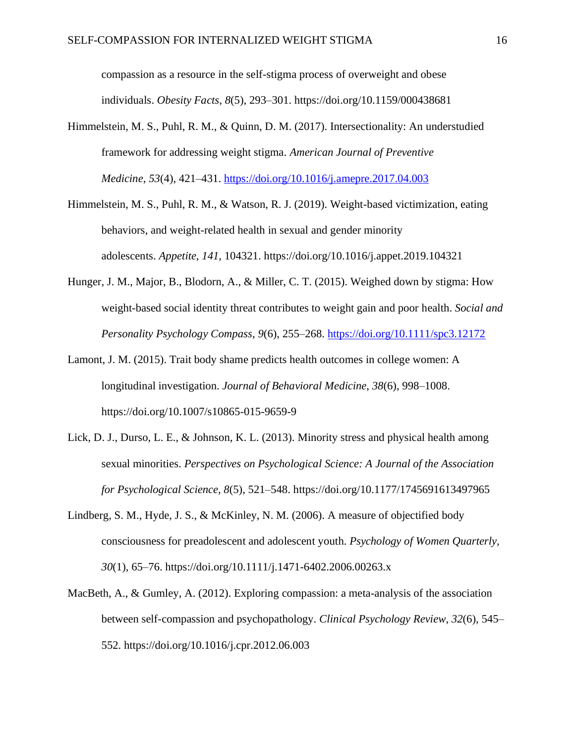compassion as a resource in the self-stigma process of overweight and obese individuals. *Obesity Facts*, *8*(5), 293–301. https://doi.org/10.1159/000438681

Himmelstein, M. S., Puhl, R. M., & Quinn, D. M. (2017). Intersectionality: An understudied framework for addressing weight stigma. *American Journal of Preventive Medicine*, *53*(4), 421–431. https://doi.org/10.1016/j.amepre.2017.04.003

Himmelstein, M. S., Puhl, R. M., & Watson, R. J. (2019). Weight-based victimization, eating behaviors, and weight-related health in sexual and gender minority adolescents. *Appetite*, *141*, 104321. https://doi.org/10.1016/j.appet.2019.104321

Hunger, J. M., Major, B., Blodorn, A., & Miller, C. T. (2015). Weighed down by stigma: How weight-based social identity threat contributes to weight gain and poor health. *Social and Personality Psychology Compass*, *9*(6), 255–268. https://doi.org/10.1111/spc3.12172

Lamont, J. M. (2015). Trait body shame predicts health outcomes in college women: A longitudinal investigation. *Journal of Behavioral Medicine*, *38*(6), 998–1008. https://doi.org/10.1007/s10865-015-9659-9

Lick, D. J., Durso, L. E., & Johnson, K. L. (2013). Minority stress and physical health among sexual minorities. *Perspectives on Psychological Science: A Journal of the Association for Psychological Science*, *8*(5), 521–548. https://doi.org/10.1177/1745691613497965

Lindberg, S. M., Hyde, J. S., & McKinley, N. M. (2006). A measure of objectified body consciousness for preadolescent and adolescent youth. *Psychology of Women Quarterly, 30*(1), 65–76. https://doi.org/10.1111/j.1471-6402.2006.00263.x

MacBeth, A., & Gumley, A. (2012). Exploring compassion: a meta-analysis of the association between self-compassion and psychopathology. *Clinical Psychology Review*, *32*(6), 545–552. https://doi.org/10.1016/j.cpr.2012.06.003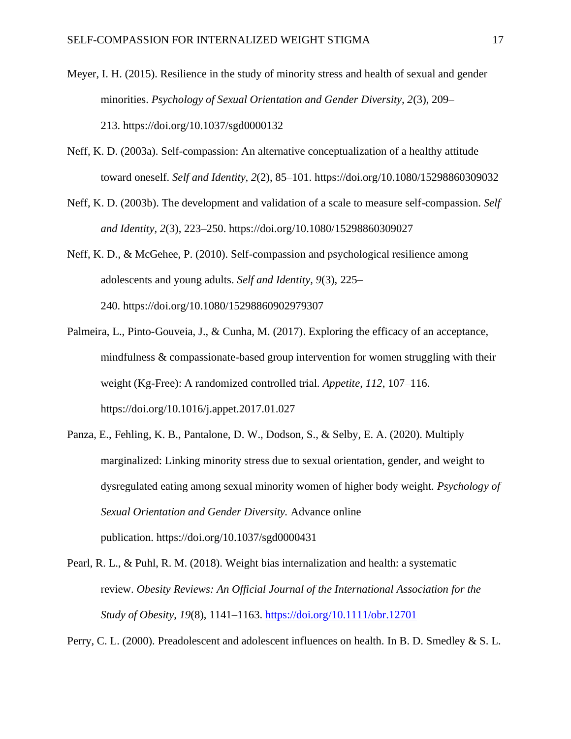Meyer, I. H. (2015). Resilience in the study of minority stress and health of sexual and gender minorities. *Psychology of Sexual Orientation and Gender Diversity, 2*(3), 209–213. https://doi.org/10.1037/sgd0000132

Neff, K. D. (2003a). Self-compassion: An alternative conceptualization of a healthy attitude toward oneself. *Self and Identity*, *2*(2), 85–101. https://doi.org/10.1080/15298860309032

Neff, K. D. (2003b). The development and validation of a scale to measure self-compassion. *Self and Identity*, *2*(3), 223–250. https://doi.org/10.1080/15298860309027

Neff, K. D., & McGehee, P. (2010). Self-compassion and psychological resilience among adolescents and young adults. *Self and Identity, 9*(3), 225–240. https://doi.org/10.1080/15298860902979307

Palmeira, L., Pinto-Gouveia, J., & Cunha, M. (2017). Exploring the efficacy of an acceptance, mindfulness & compassionate-based group intervention for women struggling with their weight (Kg-Free): A randomized controlled trial. *Appetite*, *112*, 107–116. https://doi.org/10.1016/j.appet.2017.01.027

Panza, E., Fehling, K. B., Pantalone, D. W., Dodson, S., & Selby, E. A. (2020). Multiply marginalized: Linking minority stress due to sexual orientation, gender, and weight to dysregulated eating among sexual minority women of higher body weight. *Psychology of Sexual Orientation and Gender Diversity.* Advance online publication. https://doi.org/10.1037/sgd0000431

Pearl, R. L., & Puhl, R. M. (2018). Weight bias internalization and health: a systematic review. *Obesity Reviews: An Official Journal of the International Association for the Study of Obesity*, *19*(8), 1141–1163. https://doi.org/10.1111/obr.12701

Perry, C. L. (2000). Preadolescent and adolescent influences on health. In B. D. Smedley & S. L.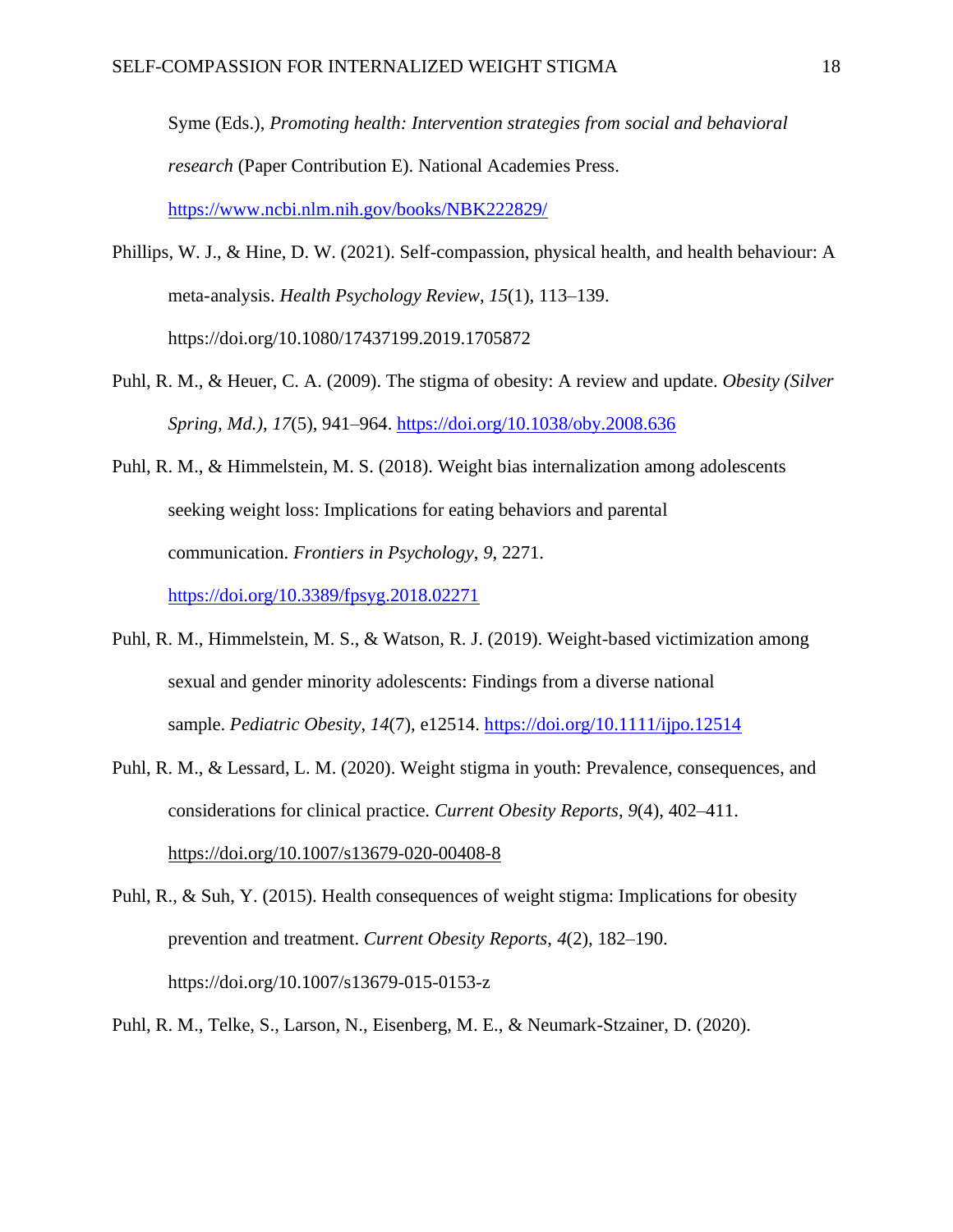Syme (Eds.), *Promoting health: Intervention strategies from social and behavioral research* (Paper Contribution E). National Academies Press. https://www.ncbi.nlm.nih.gov/books/NBK222829/

Phillips, W. J., & Hine, D. W. (2021). Self-compassion, physical health, and health behaviour: A meta-analysis. *Health Psychology Review*, *15*(1), 113–139. https://doi.org/10.1080/17437199.2019.1705872

Puhl, R. M., & Heuer, C. A. (2009). The stigma of obesity: A review and update. *Obesity (Silver Spring, Md.)*, *17*(5), 941–964. https://doi.org/10.1038/oby.2008.636

Puhl, R. M., & Himmelstein, M. S. (2018). Weight bias internalization among adolescents seeking weight loss: Implications for eating behaviors and parental communication. *Frontiers in Psychology*, *9*, 2271. https://doi.org/10.3389/fpsyg.2018.02271

Puhl, R. M., Himmelstein, M. S., & Watson, R. J. (2019). Weight-based victimization among sexual and gender minority adolescents: Findings from a diverse national sample. *Pediatric Obesity*, *14*(7), e12514. https://doi.org/10.1111/ijpo.12514

Puhl, R. M., & Lessard, L. M. (2020). Weight stigma in youth: Prevalence, consequences, and considerations for clinical practice. *Current Obesity Reports*, *9*(4), 402–411. https://doi.org/10.1007/s13679-020-00408-8

Puhl, R., & Suh, Y. (2015). Health consequences of weight stigma: Implications for obesity prevention and treatment. *Current Obesity Reports*, *4*(2), 182–190. https://doi.org/10.1007/s13679-015-0153-z

Puhl, R. M., Telke, S., Larson, N., Eisenberg, M. E., & Neumark-Stzainer, D. (2020).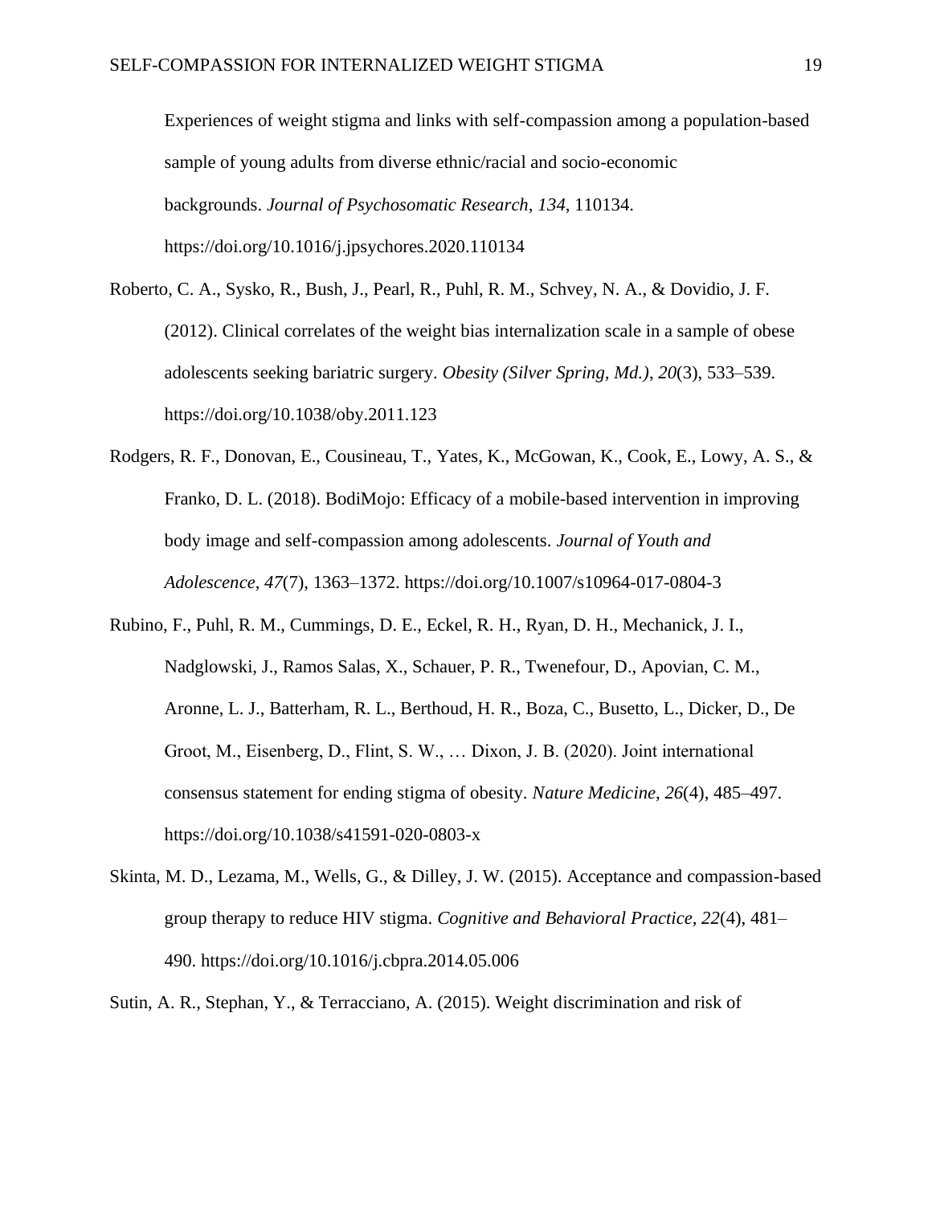Experiences of weight stigma and links with self-compassion among a population-based sample of young adults from diverse ethnic/racial and socio-economic backgrounds. *Journal of Psychosomatic Research*, *134*, 110134. https://doi.org/10.1016/j.jpsychores.2020.110134

Roberto, C. A., Sysko, R., Bush, J., Pearl, R., Puhl, R. M., Schvey, N. A., & Dovidio, J. F. (2012). Clinical correlates of the weight bias internalization scale in a sample of obese adolescents seeking bariatric surgery. *Obesity (Silver Spring, Md.)*, *20*(3), 533–539. https://doi.org/10.1038/oby.2011.123

Rodgers, R. F., Donovan, E., Cousineau, T., Yates, K., McGowan, K., Cook, E., Lowy, A. S., & Franko, D. L. (2018). BodiMojo: Efficacy of a mobile-based intervention in improving body image and self-compassion among adolescents. *Journal of Youth and Adolescence*, *47*(7), 1363–1372. https://doi.org/10.1007/s10964-017-0804-3

Rubino, F., Puhl, R. M., Cummings, D. E., Eckel, R. H., Ryan, D. H., Mechanick, J. I., Nadglowski, J., Ramos Salas, X., Schauer, P. R., Twenefour, D., Apovian, C. M., Aronne, L. J., Batterham, R. L., Berthoud, H. R., Boza, C., Busetto, L., Dicker, D., De Groot, M., Eisenberg, D., Flint, S. W., … Dixon, J. B. (2020). Joint international consensus statement for ending stigma of obesity. *Nature Medicine*, *26*(4), 485–497. https://doi.org/10.1038/s41591-020-0803-x

Skinta, M. D., Lezama, M., Wells, G., & Dilley, J. W. (2015). Acceptance and compassion-based group therapy to reduce HIV stigma. *Cognitive and Behavioral Practice, 22*(4), 481–490. https://doi.org/10.1016/j.cbpra.2014.05.006

Sutin, A. R., Stephan, Y., & Terracciano, A. (2015). Weight discrimination and risk of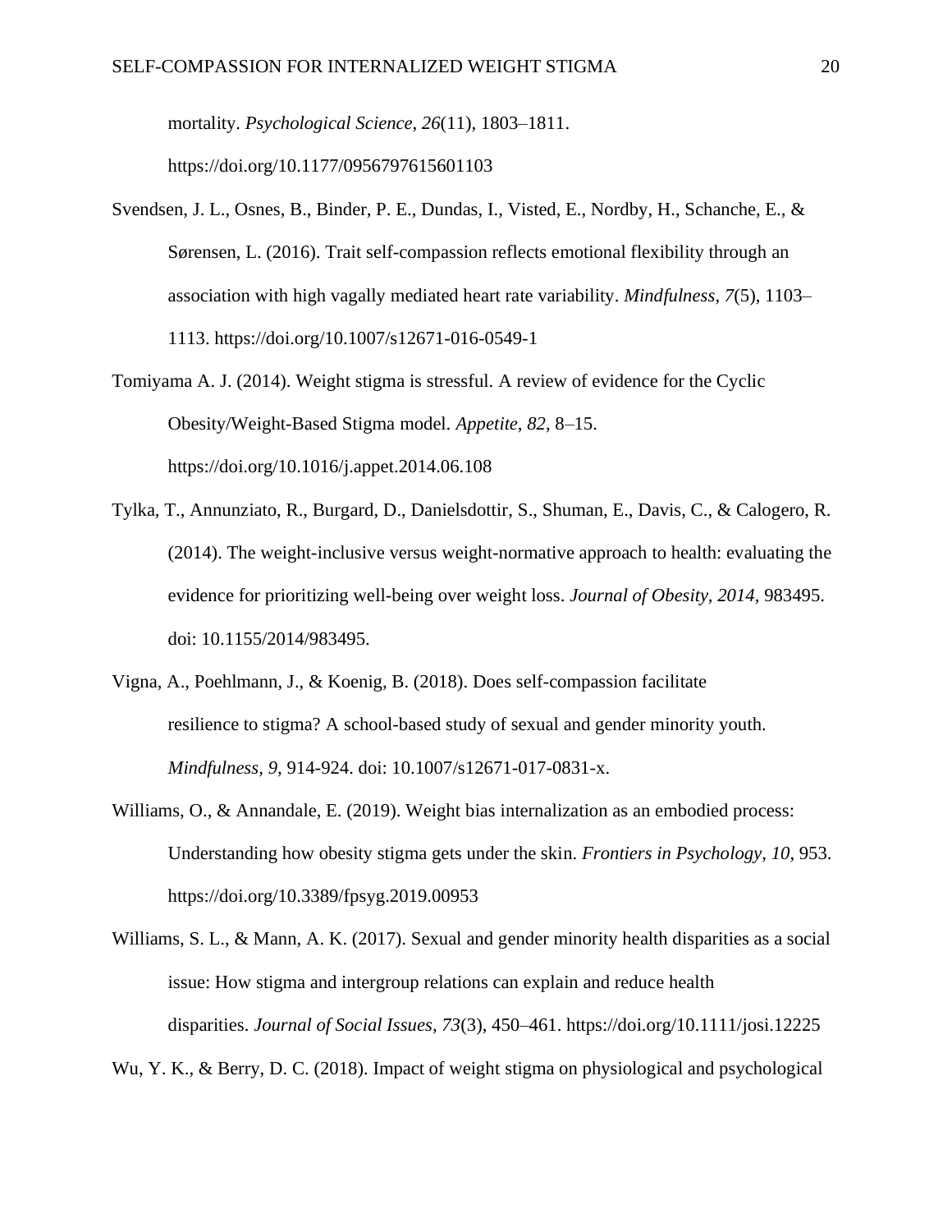mortality. *Psychological Science*, *26*(11), 1803–1811. https://doi.org/10.1177/0956797615601103

Svendsen, J. L., Osnes, B., Binder, P. E., Dundas, I., Visted, E., Nordby, H., Schanche, E., & Sørensen, L. (2016). Trait self-compassion reflects emotional flexibility through an association with high vagally mediated heart rate variability. *Mindfulness*, *7*(5), 1103–1113. https://doi.org/10.1007/s12671-016-0549-1

Tomiyama A. J. (2014). Weight stigma is stressful. A review of evidence for the Cyclic Obesity/Weight-Based Stigma model. *Appetite*, *82*, 8–15. https://doi.org/10.1016/j.appet.2014.06.108

Tylka, T., Annunziato, R., Burgard, D., Danielsdottir, S., Shuman, E., Davis, C., & Calogero, R. (2014). The weight-inclusive versus weight-normative approach to health: evaluating the evidence for prioritizing well-being over weight loss. *Journal of Obesity, 2014,* 983495. doi: 10.1155/2014/983495.

Vigna, A., Poehlmann, J., & Koenig, B. (2018). Does self-compassion facilitate resilience to stigma? A school-based study of sexual and gender minority youth. *Mindfulness, 9,* 914-924. doi: 10.1007/s12671-017-0831-x.

Williams, O., & Annandale, E. (2019). Weight bias internalization as an embodied process: Understanding how obesity stigma gets under the skin. *Frontiers in Psychology*, *10*, 953. https://doi.org/10.3389/fpsyg.2019.00953

Williams, S. L., & Mann, A. K. (2017). Sexual and gender minority health disparities as a social issue: How stigma and intergroup relations can explain and reduce health disparities. *Journal of Social Issues, 73*(3), 450–461. https://doi.org/10.1111/josi.12225

Wu, Y. K., & Berry, D. C. (2018). Impact of weight stigma on physiological and psychological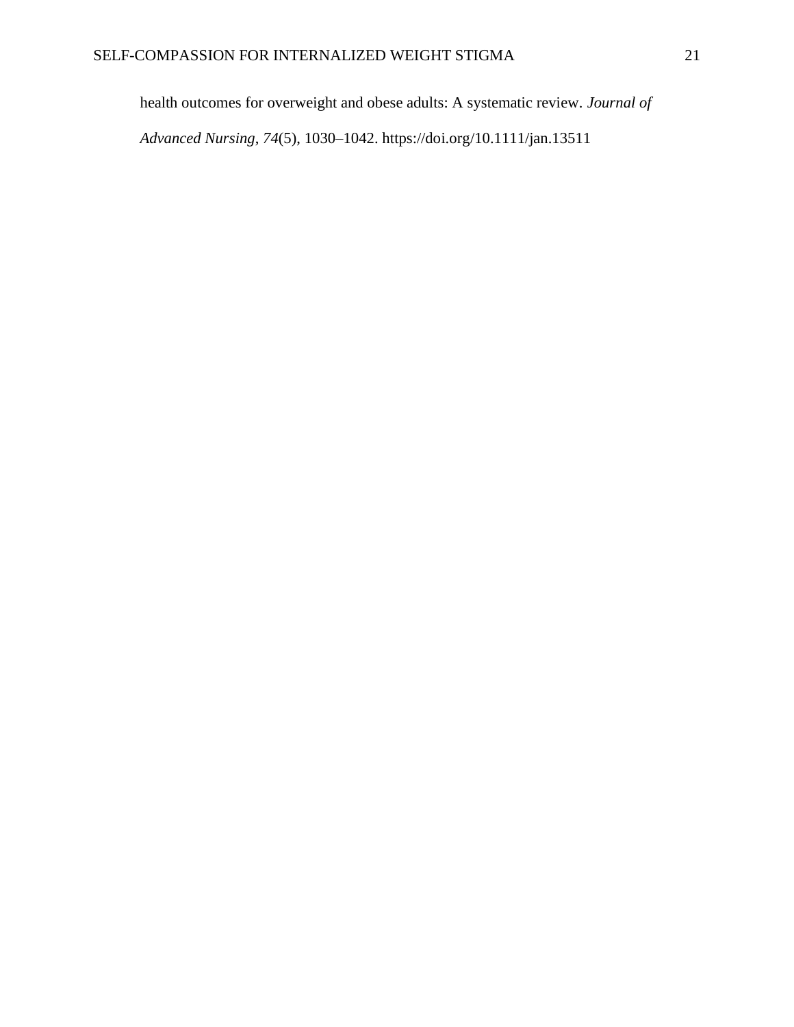health outcomes for overweight and obese adults: A systematic review. *Journal of Advanced Nursing*, *74*(5), 1030–1042. https://doi.org/10.1111/jan.13511